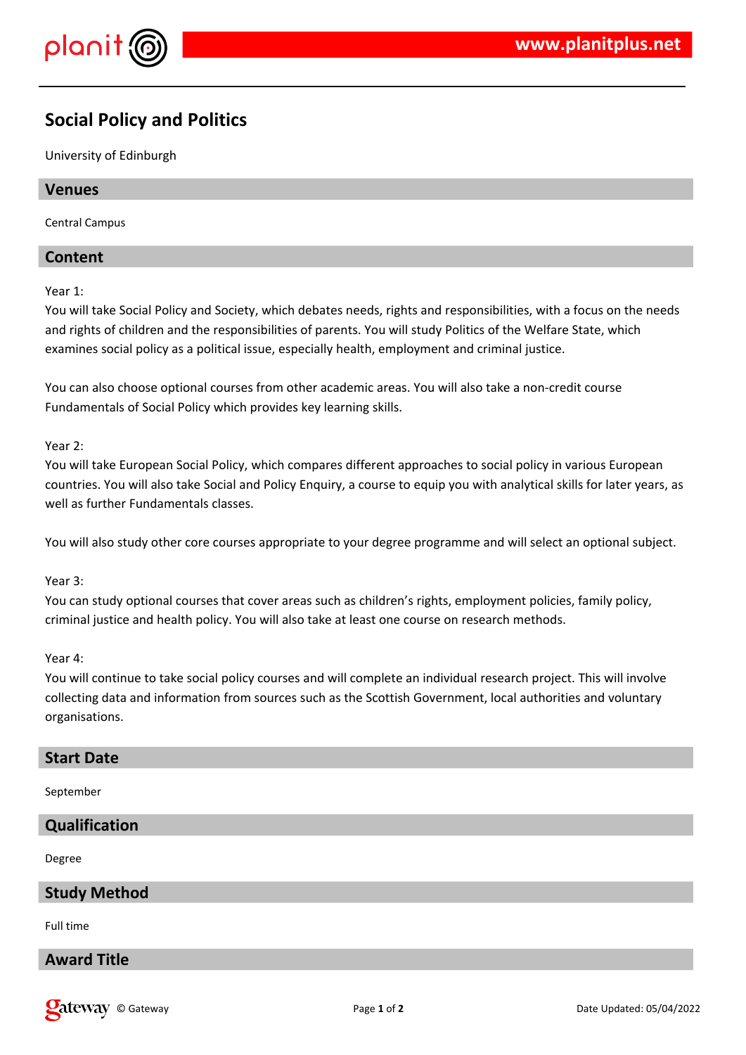# Social Policy and Politics

University of Edinburgh

## Venues

Central Campus

## Content

Year 1:
You will take Social Policy and Society, which debates needs, rights and responsibilities, with a focus on the needs and rights of children and the responsibilities of parents. You will study Politics of the Welfare State, which examines social policy as a political issue, especially health, employment and criminal justice.

You can also choose optional courses from other academic areas. You will also take a non-credit course Fundamentals of Social Policy which provides key learning skills.

Year 2:
You will take European Social Policy, which compares different approaches to social policy in various European countries. You will also take Social and Policy Enquiry, a course to equip you with analytical skills for later years, as well as further Fundamentals classes.

You will also study other core courses appropriate to your degree programme and will select an optional subject.

Year 3:
You can study optional courses that cover areas such as children's rights, employment policies, family policy, criminal justice and health policy. You will also take at least one course on research methods.

Year 4:
You will continue to take social policy courses and will complete an individual research project. This will involve collecting data and information from sources such as the Scottish Government, local authorities and voluntary organisations.

## Start Date

September

## Qualification

Degree

## Study Method

Full time

## Award Title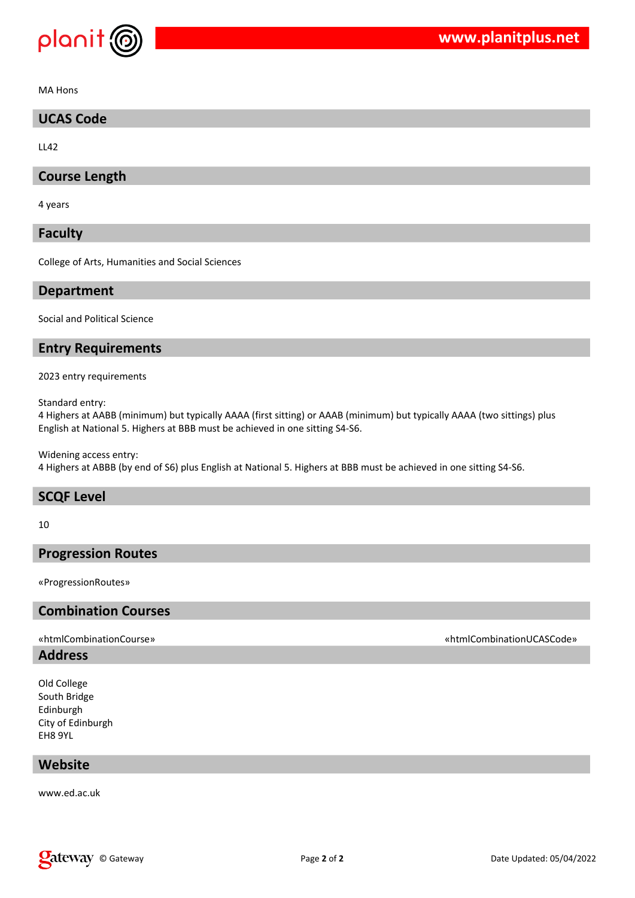MA Hons

## UCAS Code

LL42

## Course Length

4 years

## Faculty

College of Arts, Humanities and Social Sciences

## Department

Social and Political Science

## Entry Requirements

2023 entry requirements

Standard entry:
4 Highers at AABB (minimum) but typically AAAA (first sitting) or AAAB (minimum) but typically AAAA (two sittings) plus English at National 5. Highers at BBB must be achieved in one sitting S4-S6.

Widening access entry:
4 Highers at ABBB (by end of S6) plus English at National 5. Highers at BBB must be achieved in one sitting S4-S6.

## SCQF Level

10

## Progression Routes

«ProgressionRoutes»

## Combination Courses

«htmlCombinationCourse» «htmlCombinationUCASCode»

## Address

Old College
South Bridge
Edinburgh
City of Edinburgh
EH8 9YL

## Website

www.ed.ac.uk